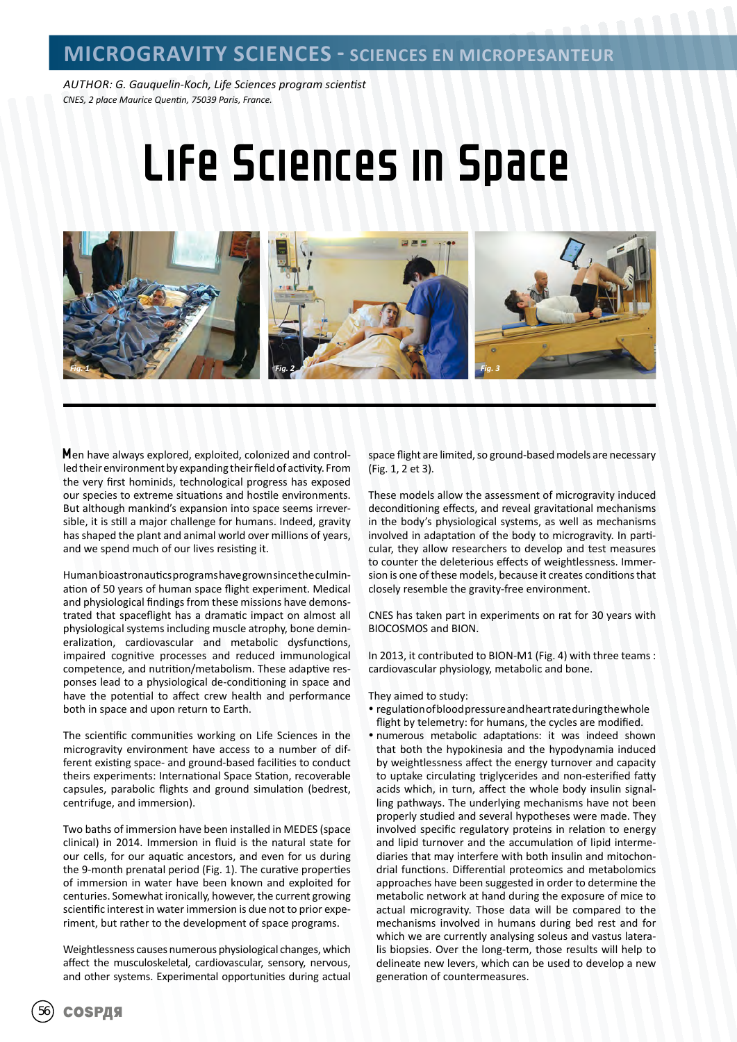# MICROGRAVITY SCIENCES - SCIENCES EN MICROPESANTEUR

*AUTHOR: G. Gauquelin-Koch, Life Sciences program scientist*
*CNES, 2 place Maurice Quentin, 75039 Paris, France.*

# Life Sciences in Space

Fig. 1 Fig. 2 Fig. 3

Men have always explored, exploited, colonized and controlled their environment by expanding their field of activity. From the very first hominids, technological progress has exposed our species to extreme situations and hostile environments. But although mankind's expansion into space seems irreversible, it is still a major challenge for humans. Indeed, gravity has shaped the plant and animal world over millions of years, and we spend much of our lives resisting it.

Human bioastronautics programs have grown since the culmination of 50 years of human space flight experiment. Medical and physiological findings from these missions have demonstrated that spaceflight has a dramatic impact on almost all physiological systems including muscle atrophy, bone demineralization, cardiovascular and metabolic dysfunctions, impaired cognitive processes and reduced immunological competence, and nutrition/metabolism. These adaptive responses lead to a physiological de-conditioning in space and have the potential to affect crew health and performance both in space and upon return to Earth.

The scientific communities working on Life Sciences in the microgravity environment have access to a number of different existing space- and ground-based facilities to conduct theirs experiments: International Space Station, recoverable capsules, parabolic flights and ground simulation (bedrest, centrifuge, and immersion).

Two baths of immersion have been installed in MEDES (space clinical) in 2014. Immersion in fluid is the natural state for our cells, for our aquatic ancestors, and even for us during the 9-month prenatal period (Fig. 1). The curative properties of immersion in water have been known and exploited for centuries. Somewhat ironically, however, the current growing scientific interest in water immersion is due not to prior experiment, but rather to the development of space programs.

Weightlessness causes numerous physiological changes, which affect the musculoskeletal, cardiovascular, sensory, nervous, and other systems. Experimental opportunities during actual space flight are limited, so ground-based models are necessary (Fig. 1, 2 et 3).

These models allow the assessment of microgravity induced deconditioning effects, and reveal gravitational mechanisms in the body's physiological systems, as well as mechanisms involved in adaptation of the body to microgravity. In particular, they allow researchers to develop and test measures to counter the deleterious effects of weightlessness. Immersion is one of these models, because it creates conditions that closely resemble the gravity-free environment.

CNES has taken part in experiments on rat for 30 years with BIOCOSMOS and BION.

In 2013, it contributed to BION-M1 (Fig. 4) with three teams : cardiovascular physiology, metabolic and bone.

They aimed to study:

- regulation of blood pressure and heart rate during the whole flight by telemetry: for humans, the cycles are modified.
- numerous metabolic adaptations: it was indeed shown that both the hypokinesia and the hypodynamia induced by weightlessness affect the energy turnover and capacity to uptake circulating triglycerides and non-esterified fatty acids which, in turn, affect the whole body insulin signalling pathways. The underlying mechanisms have not been properly studied and several hypotheses were made. They involved specific regulatory proteins in relation to energy and lipid turnover and the accumulation of lipid intermediaries that may interfere with both insulin and mitochondrial functions. Differential proteomics and metabolomics approaches have been suggested in order to determine the metabolic network at hand during the exposure of mice to actual microgravity. Those data will be compared to the mechanisms involved in humans during bed rest and for which we are currently analysing soleus and vastus lateralis biopsies. Over the long-term, those results will help to delineate new levers, which can be used to develop a new generation of countermeasures.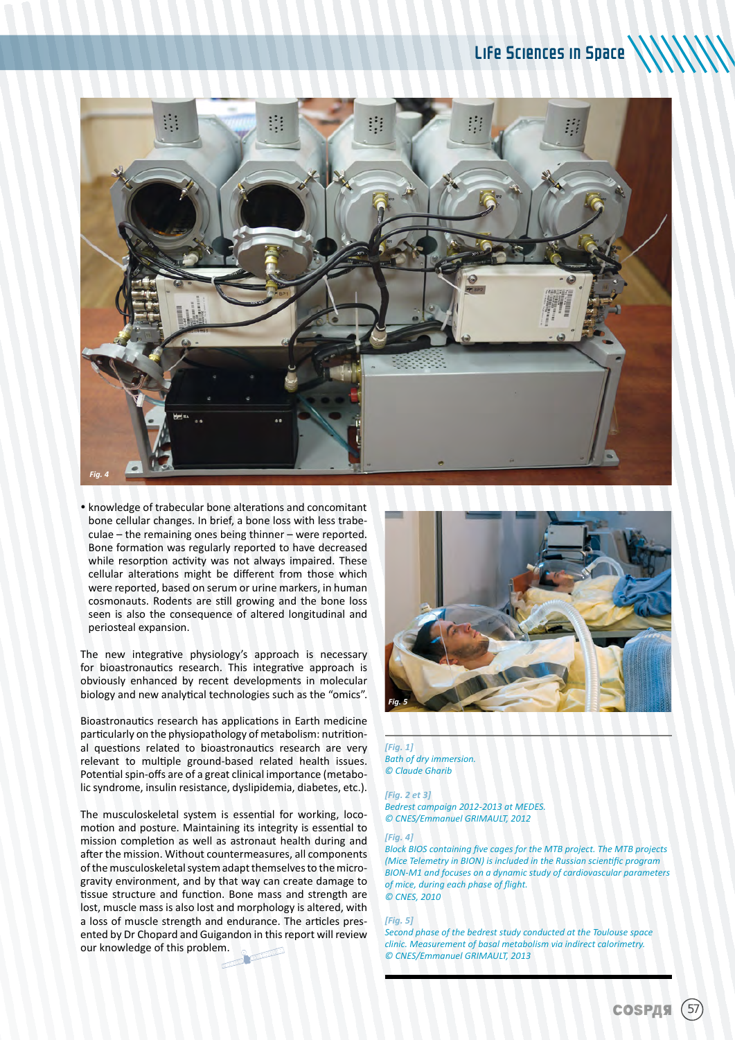Fig. 4

- knowledge of trabecular bone alterations and concomitant bone cellular changes. In brief, a bone loss with less trabeculae – the remaining ones being thinner – were reported. Bone formation was regularly reported to have decreased while resorption activity was not always impaired. These cellular alterations might be different from those which were reported, based on serum or urine markers, in human cosmonauts. Rodents are still growing and the bone loss seen is also the consequence of altered longitudinal and periosteal expansion.

The new integrative physiology's approach is necessary for bioastronautics research. This integrative approach is obviously enhanced by recent developments in molecular biology and new analytical technologies such as the "omics".

Bioastronautics research has applications in Earth medicine particularly on the physiopathology of metabolism: nutritional questions related to bioastronautics research are very relevant to multiple ground-based related health issues. Potential spin-offs are of a great clinical importance (metabolic syndrome, insulin resistance, dyslipidemia, diabetes, etc.).

The musculoskeletal system is essential for working, locomotion and posture. Maintaining its integrity is essential to mission completion as well as astronaut health during and after the mission. Without countermeasures, all components of the musculoskeletal system adapt themselves to the microgravity environment, and by that way can create damage to tissue structure and function. Bone mass and strength are lost, muscle mass is also lost and morphology is altered, with a loss of muscle strength and endurance. The articles presented by Dr Chopard and Guigandon in this report will review our knowledge of this problem.

Fig. 5

*[Fig. 1]*
*Bath of dry immersion.*
*© Claude Gharib*

*[Fig. 2 et 3]*
*Bedrest campaign 2012-2013 at MEDES.*
*© CNES/Emmanuel GRIMAULT, 2012*

*[Fig. 4]*
*Block BIOS containing five cages for the MTB project. The MTB projects (Mice Telemetry in BION) is included in the Russian scientific program BION-M1 and focuses on a dynamic study of cardiovascular parameters of mice, during each phase of flight.*
*© CNES, 2010*

*[Fig. 5]*
*Second phase of the bedrest study conducted at the Toulouse space clinic. Measurement of basal metabolism via indirect calorimetry.*
*© CNES/Emmanuel GRIMAULT, 2013*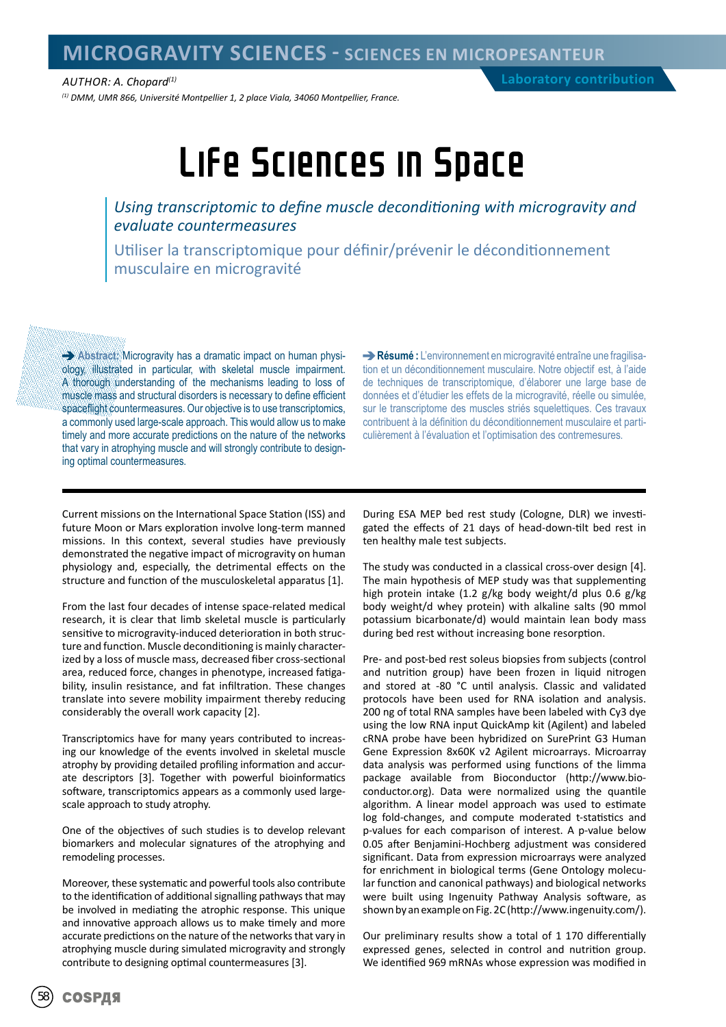# Life Sciences in Space

AUTHOR: A. Chopard[(1)]

[(1)] DMM, UMR 866, Université Montpellier 1, 2 place Viala, 34060 Montpellier, France.

Laboratory contribution

## Using transcriptomic to define muscle deconditioning with microgravity and evaluate countermeasures

## Utiliser la transcriptomique pour définir/prévenir le déconditionnement musculaire en microgravité

➔ **Abstract:** Microgravity has a dramatic impact on human physiology, illustrated in particular, with skeletal muscle impairment. A thorough understanding of the mechanisms leading to loss of muscle mass and structural disorders is necessary to define efficient spaceflight countermeasures. Our objective is to use transcriptomics, a commonly used large-scale approach. This would allow us to make timely and more accurate predictions on the nature of the networks that vary in atrophying muscle and will strongly contribute to designing optimal countermeasures.

➔ **Résumé :** L'environnement en microgravité entraîne une fragilisation et un déconditionnement musculaire. Notre objectif est, à l'aide de techniques de transcriptomique, d'élaborer une large base de données et d'étudier les effets de la microgravité, réelle ou simulée, sur le transcriptome des muscles striés squelettiques. Ces travaux contribuent à la définition du déconditionnement musculaire et particulièrement à l'évaluation et l'optimisation des contremesures.

Current missions on the International Space Station (ISS) and future Moon or Mars exploration involve long-term manned missions. In this context, several studies have previously demonstrated the negative impact of microgravity on human physiology and, especially, the detrimental effects on the structure and function of the musculoskeletal apparatus [1].

From the last four decades of intense space-related medical research, it is clear that limb skeletal muscle is particularly sensitive to microgravity-induced deterioration in both structure and function. Muscle deconditioning is mainly characterized by a loss of muscle mass, decreased fiber cross-sectional area, reduced force, changes in phenotype, increased fatigability, insulin resistance, and fat infiltration. These changes translate into severe mobility impairment thereby reducing considerably the overall work capacity [2].

Transcriptomics have for many years contributed to increasing our knowledge of the events involved in skeletal muscle atrophy by providing detailed profiling information and accurate descriptors [3]. Together with powerful bioinformatics software, transcriptomics appears as a commonly used large-scale approach to study atrophy.

One of the objectives of such studies is to develop relevant biomarkers and molecular signatures of the atrophying and remodeling processes.

Moreover, these systematic and powerful tools also contribute to the identification of additional signalling pathways that may be involved in mediating the atrophic response. This unique and innovative approach allows us to make timely and more accurate predictions on the nature of the networks that vary in atrophying muscle during simulated microgravity and strongly contribute to designing optimal countermeasures [3].

During ESA MEP bed rest study (Cologne, DLR) we investigated the effects of 21 days of head-down-tilt bed rest in ten healthy male test subjects.

The study was conducted in a classical cross-over design [4]. The main hypothesis of MEP study was that supplementing high protein intake (1.2 g/kg body weight/d plus 0.6 g/kg body weight/d whey protein) with alkaline salts (90 mmol potassium bicarbonate/d) would maintain lean body mass during bed rest without increasing bone resorption.

Pre- and post-bed rest soleus biopsies from subjects (control and nutrition group) have been frozen in liquid nitrogen and stored at -80 °C until analysis. Classic and validated protocols have been used for RNA isolation and analysis. 200 ng of total RNA samples have been labeled with Cy3 dye using the low RNA input QuickAmp kit (Agilent) and labeled cRNA probe have been hybridized on SurePrint G3 Human Gene Expression 8x60K v2 Agilent microarrays. Microarray data analysis was performed using functions of the limma package available from Bioconductor (http://www.bioconductor.org). Data were normalized using the quantile algorithm. A linear model approach was used to estimate log fold-changes, and compute moderated t-statistics and p-values for each comparison of interest. A p-value below 0.05 after Benjamini-Hochberg adjustment was considered significant. Data from expression microarrays were analyzed for enrichment in biological terms (Gene Ontology molecular function and canonical pathways) and biological networks were built using Ingenuity Pathway Analysis software, as shown by an example on Fig. 2C (http://www.ingenuity.com/).

Our preliminary results show a total of 1 170 differentially expressed genes, selected in control and nutrition group. We identified 969 mRNAs whose expression was modified in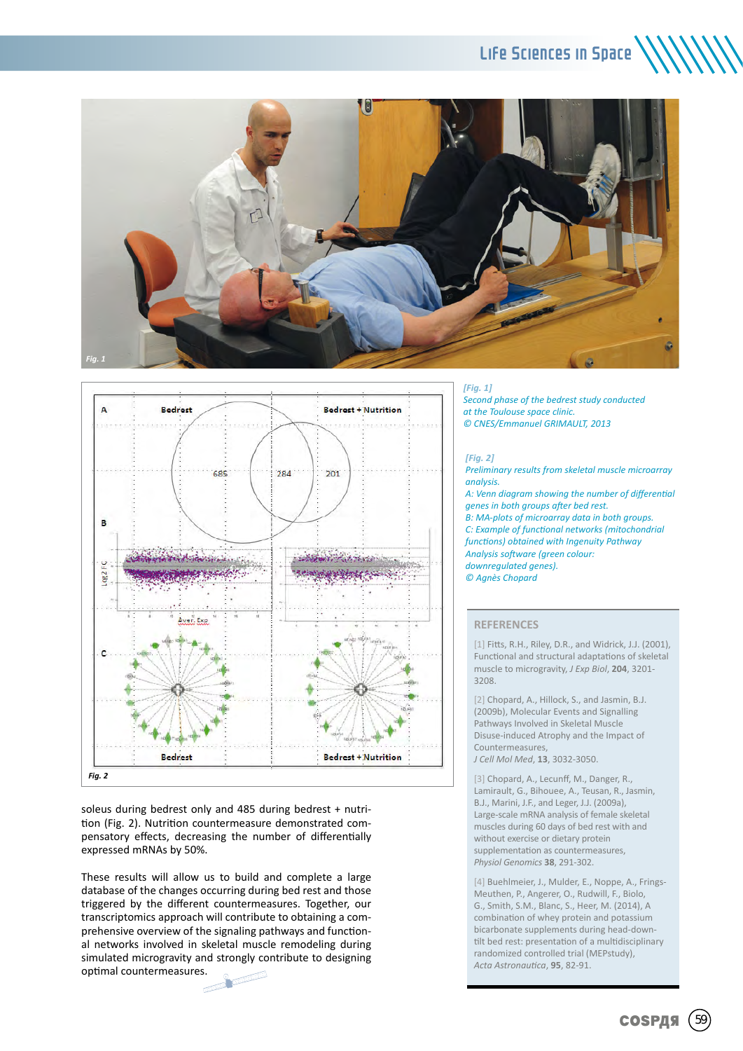soleus during bedrest only and 485 during bedrest + nutrition (Fig. 2). Nutrition countermeasure demonstrated compensatory effects, decreasing the number of differentially expressed mRNAs by 50%.

These results will allow us to build and complete a large database of the changes occurring during bed rest and those triggered by the different countermeasures. Together, our transcriptomics approach will contribute to obtaining a comprehensive overview of the signaling pathways and functional networks involved in skeletal muscle remodeling during simulated microgravity and strongly contribute to designing optimal countermeasures.

*[Fig. 1]*
*Second phase of the bedrest study conducted at the Toulouse space clinic.*
*© CNES/Emmanuel GRIMAULT, 2013*

*[Fig. 2]*
*Preliminary results from skeletal muscle microarray analysis.*
*A: Venn diagram showing the number of differential genes in both groups after bed rest.*
*B: MA-plots of microarray data in both groups.*
*C: Example of functional networks (mitochondrial functions) obtained with Ingenuity Pathway Analysis software (green colour: downregulated genes).*
*© Agnès Chopard*

## REFERENCES

[1] Fitts, R.H., Riley, D.R., and Widrick, J.J. (2001), Functional and structural adaptations of skeletal muscle to microgravity, *J Exp Biol*, **204**, 3201-3208.

[2] Chopard, A., Hillock, S., and Jasmin, B.J. (2009b), Molecular Events and Signalling Pathways Involved in Skeletal Muscle Disuse-induced Atrophy and the Impact of Countermeasures, *J Cell Mol Med*, **13**, 3032-3050.

[3] Chopard, A., Lecunff, M., Danger, R., Lamirault, G., Bihouee, A., Teusan, R., Jasmin, B.J., Marini, J.F., and Leger, J.J. (2009a), Large-scale mRNA analysis of female skeletal muscles during 60 days of bed rest with and without exercise or dietary protein supplementation as countermeasures, *Physiol Genomics* **38**, 291-302.

[4] Buehlmeier, J., Mulder, E., Noppe, A., Frings-Meuthen, P., Angerer, O., Rudwill, F., Biolo, G., Smith, S.M., Blanc, S., Heer, M. (2014), A combination of whey protein and potassium bicarbonate supplements during head-down-tilt bed rest: presentation of a multidisciplinary randomized controlled trial (MEPstudy), *Acta Astronautica*, **95**, 82-91.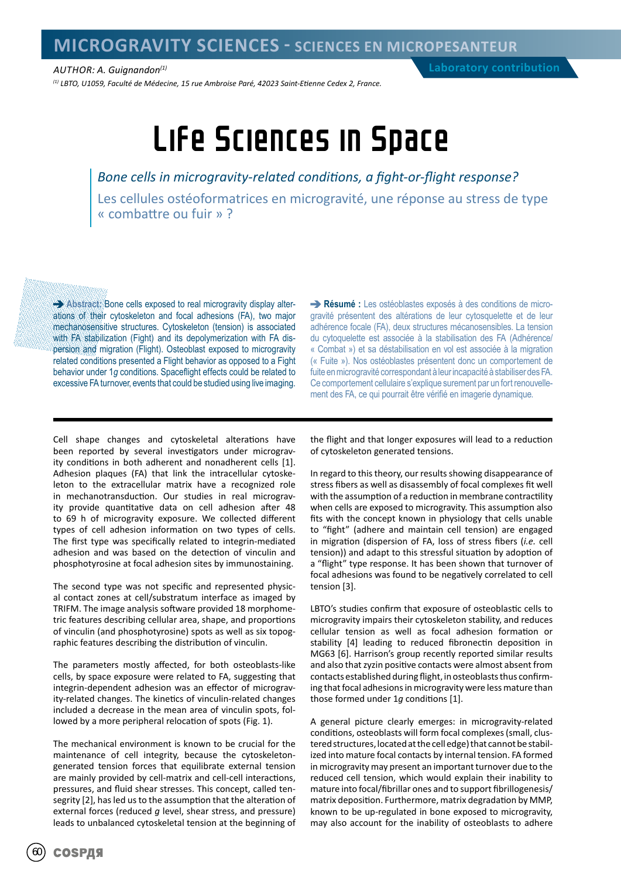# MICROGRAVITY SCIENCES - SCIENCES EN MICROPESANTEUR

*AUTHOR: A. Guignandon[(1)]*

**Laboratory contribution**

*[(1)] LBTO, U1059, Faculté de Médecine, 15 rue Ambroise Paré, 42023 Saint-Etienne Cedex 2, France.*

# Life Sciences in Space

## *Bone cells in microgravity-related conditions, a fight-or-flight response?*

## Les cellules ostéoformatrices en microgravité, une réponse au stress de type « combattre ou fuir » ?

➔ **Abstract:** Bone cells exposed to real microgravity display alterations of their cytoskeleton and focal adhesions (FA), two major mechanosensitive structures. Cytoskeleton (tension) is associated with FA stabilization (Fight) and its depolymerization with FA dispersion and migration (Flight). Osteoblast exposed to microgravity related conditions presented a Flight behavior as opposed to a Fight behavior under 1*g* conditions. Spaceflight effects could be related to excessive FA turnover, events that could be studied using live imaging.

➔ **Résumé :** Les ostéoblastes exposés à des conditions de micro-gravité présentent des altérations de leur cytosquelette et de leur adhérence focale (FA), deux structures mécanosensibles. La tension du cytoquelette est associée à la stabilisation des FA (Adhérence/ « Combat ») et sa déstabilisation en vol est associée à la migration (« Fuite »). Nos ostéoblastes présentent donc un comportement de fuite en microgravité correspondant à leur incapacité à stabiliser des FA. Ce comportement cellulaire s'explique surement par un fort renouvellement des FA, ce qui pourrait être vérifié en imagerie dynamique.

---

Cell shape changes and cytoskeletal alterations have been reported by several investigators under microgravity conditions in both adherent and nonadherent cells [1]. Adhesion plaques (FA) that link the intracellular cytoskeleton to the extracellular matrix have a recognized role in mechanotransduction. Our studies in real microgravity provide quantitative data on cell adhesion after 48 to 69 h of microgravity exposure. We collected different types of cell adhesion information on two types of cells. The first type was specifically related to integrin-mediated adhesion and was based on the detection of vinculin and phosphotyrosine at focal adhesion sites by immunostaining.

The second type was not specific and represented physical contact zones at cell/substratum interface as imaged by TRIFM. The image analysis software provided 18 morphometric features describing cellular area, shape, and proportions of vinculin (and phosphotyrosine) spots as well as six topographic features describing the distribution of vinculin.

The parameters mostly affected, for both osteoblasts-like cells, by space exposure were related to FA, suggesting that integrin-dependent adhesion was an effector of microgravity-related changes. The kinetics of vinculin-related changes included a decrease in the mean area of vinculin spots, followed by a more peripheral relocation of spots (Fig. 1).

The mechanical environment is known to be crucial for the maintenance of cell integrity, because the cytoskeleton-generated tension forces that equilibrate external tension are mainly provided by cell-matrix and cell-cell interactions, pressures, and fluid shear stresses. This concept, called tensegrity [2], has led us to the assumption that the alteration of external forces (reduced *g* level, shear stress, and pressure) leads to unbalanced cytoskeletal tension at the beginning of the flight and that longer exposures will lead to a reduction of cytoskeleton generated tensions.

In regard to this theory, our results showing disappearance of stress fibers as well as disassembly of focal complexes fit well with the assumption of a reduction in membrane contractility when cells are exposed to microgravity. This assumption also fits with the concept known in physiology that cells unable to "fight" (adhere and maintain cell tension) are engaged in migration (dispersion of FA, loss of stress fibers (*i.e.* cell tension)) and adapt to this stressful situation by adoption of a "flight" type response. It has been shown that turnover of focal adhesions was found to be negatively correlated to cell tension [3].

LBTO's studies confirm that exposure of osteoblastic cells to microgravity impairs their cytoskeleton stability, and reduces cellular tension as well as focal adhesion formation or stability [4] leading to reduced fibronectin deposition in MG63 [6]. Harrison's group recently reported similar results and also that zyzin positive contacts were almost absent from contacts established during flight, in osteoblasts thus confirming that focal adhesions in microgravity were less mature than those formed under 1*g* conditions [1].

A general picture clearly emerges: in microgravity-related conditions, osteoblasts will form focal complexes (small, clustered structures, located at the cell edge) that cannot be stabilized into mature focal contacts by internal tension. FA formed in microgravity may present an important turnover due to the reduced cell tension, which would explain their inability to mature into focal/fibrillar ones and to support fibrillogenesis/matrix deposition. Furthermore, matrix degradation by MMP, known to be up-regulated in bone exposed to microgravity, may also account for the inability of osteoblasts to adhere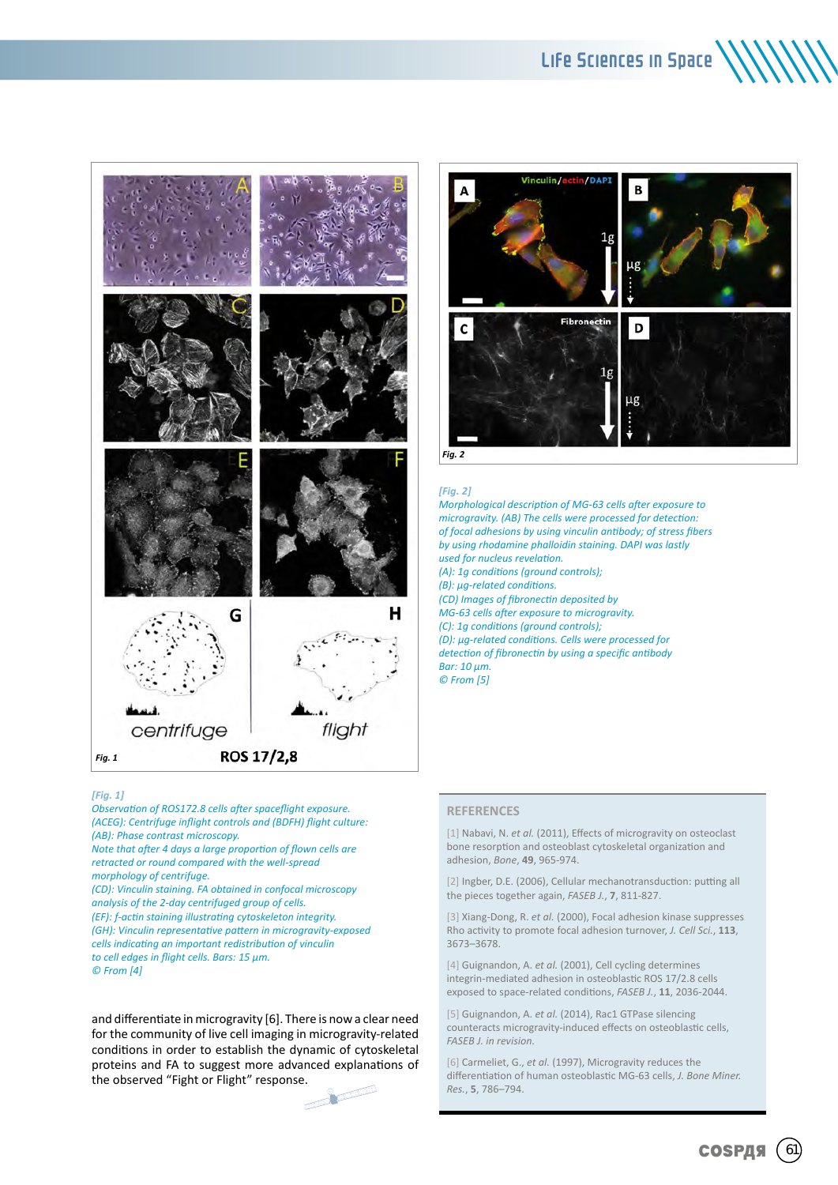[Fig. 1]
Observation of ROS172.8 cells after spaceflight exposure.
(ACEG): Centrifuge inflight controls and (BDFH) flight culture:
(AB): Phase contrast microscopy.
Note that after 4 days a large proportion of flown cells are retracted or round compared with the well-spread morphology of centrifuge.
(CD): Vinculin staining. FA obtained in confocal microscopy analysis of the 2-day centrifuged group of cells.
(EF): f-actin staining illustrating cytoskeleton integrity.
(GH): Vinculin representative pattern in microgravity-exposed cells indicating an important redistribution of vinculin to cell edges in flight cells. Bars: 15 µm.
© From [4]

and differentiate in microgravity [6]. There is now a clear need for the community of live cell imaging in microgravity-related conditions in order to establish the dynamic of cytoskeletal proteins and FA to suggest more advanced explanations of the observed "Fight or Flight" response.

[Fig. 2]
Morphological description of MG-63 cells after exposure to microgravity. (AB) The cells were processed for detection: of focal adhesions by using vinculin antibody; of stress fibers by using rhodamine phalloidin staining. DAPI was lastly used for nucleus revelation.
(A): 1g conditions (ground controls);
(B): µg-related conditions.
(CD) Images of fibronectin deposited by MG-63 cells after exposure to microgravity.
(C): 1g conditions (ground controls);
(D): µg-related conditions. Cells were processed for detection of fibronectin by using a specific antibody
Bar: 10 µm.
© From [5]

## REFERENCES

[1] Nabavi, N. *et al.* (2011), Effects of microgravity on osteoclast bone resorption and osteoblast cytoskeletal organization and adhesion, *Bone*, **49**, 965-974.

[2] Ingber, D.E. (2006), Cellular mechanotransduction: putting all the pieces together again, *FASEB J.*, **7**, 811-827.

[3] Xiang-Dong, R. *et al.* (2000), Focal adhesion kinase suppresses Rho activity to promote focal adhesion turnover, *J. Cell Sci.*, **113**, 3673–3678.

[4] Guignandon, A. *et al.* (2001), Cell cycling determines integrin-mediated adhesion in osteoblastic ROS 17/2.8 cells exposed to space-related conditions, *FASEB J.*, **11**, 2036-2044.

[5] Guignandon, A. *et al.* (2014), Rac1 GTPase silencing counteracts microgravity-induced effects on osteoblastic cells, *FASEB J. in revision.*

[6] Carmeliet, G., *et al.* (1997), Microgravity reduces the differentiation of human osteoblastic MG-63 cells, *J. Bone Miner. Res.*, **5**, 786–794.